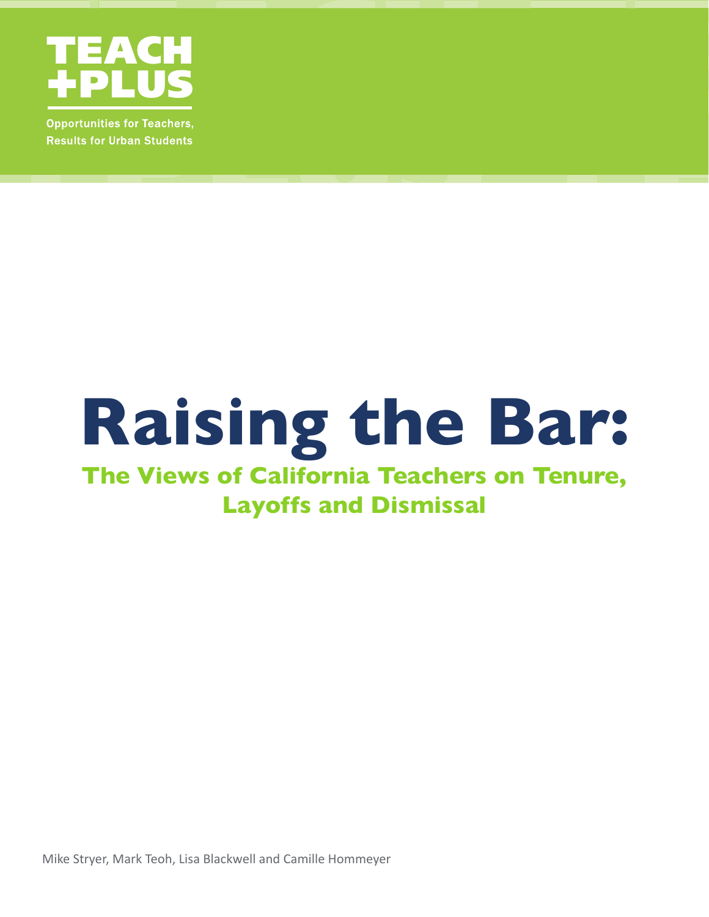TEACH
+PLUS

Opportunities for Teachers,
Results for Urban Students

# Raising the Bar:

## The Views of California Teachers on Tenure, Layoffs and Dismissal

Mike Stryer, Mark Teoh, Lisa Blackwell and Camille Hommeyer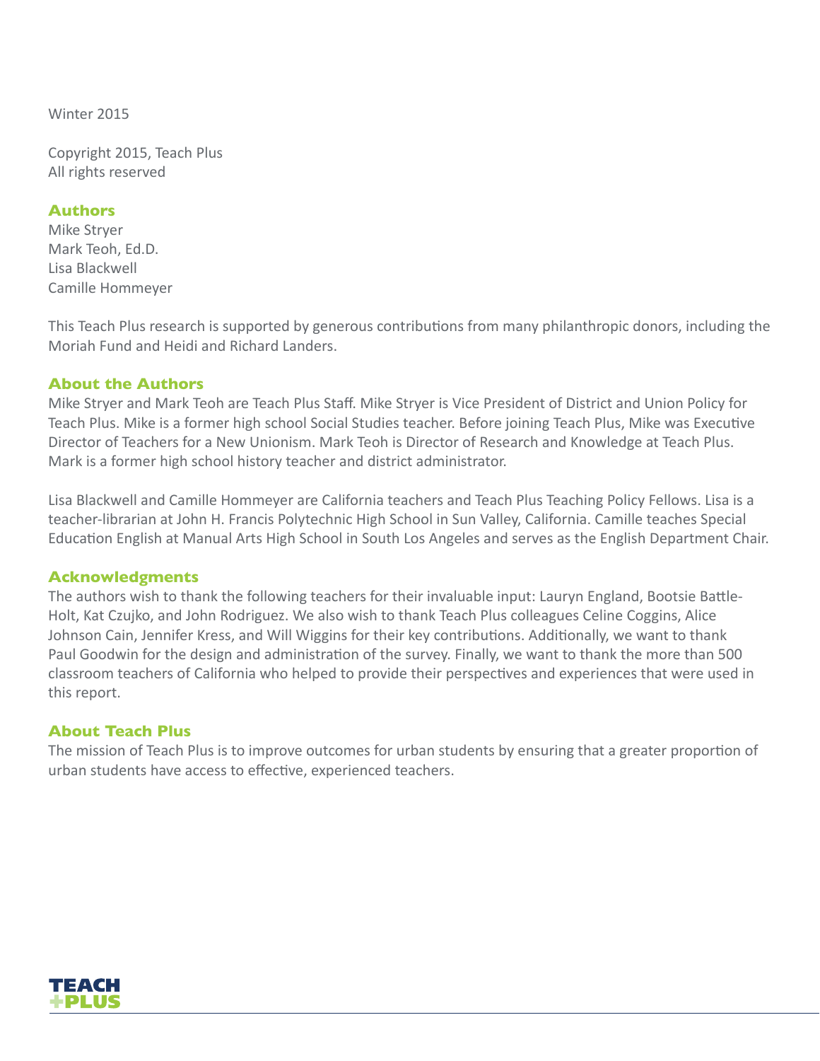Winter 2015

Copyright 2015, Teach Plus
All rights reserved

## Authors

Mike Stryer
Mark Teoh, Ed.D.
Lisa Blackwell
Camille Hommeyer

This Teach Plus research is supported by generous contributions from many philanthropic donors, including the Moriah Fund and Heidi and Richard Landers.

## About the Authors

Mike Stryer and Mark Teoh are Teach Plus Staff. Mike Stryer is Vice President of District and Union Policy for Teach Plus. Mike is a former high school Social Studies teacher. Before joining Teach Plus, Mike was Executive Director of Teachers for a New Unionism. Mark Teoh is Director of Research and Knowledge at Teach Plus. Mark is a former high school history teacher and district administrator.

Lisa Blackwell and Camille Hommeyer are California teachers and Teach Plus Teaching Policy Fellows. Lisa is a teacher-librarian at John H. Francis Polytechnic High School in Sun Valley, California. Camille teaches Special Education English at Manual Arts High School in South Los Angeles and serves as the English Department Chair.

## Acknowledgments

The authors wish to thank the following teachers for their invaluable input: Lauryn England, Bootsie Battle-Holt, Kat Czujko, and John Rodriguez. We also wish to thank Teach Plus colleagues Celine Coggins, Alice Johnson Cain, Jennifer Kress, and Will Wiggins for their key contributions. Additionally, we want to thank Paul Goodwin for the design and administration of the survey. Finally, we want to thank the more than 500 classroom teachers of California who helped to provide their perspectives and experiences that were used in this report.

## About Teach Plus

The mission of Teach Plus is to improve outcomes for urban students by ensuring that a greater proportion of urban students have access to effective, experienced teachers.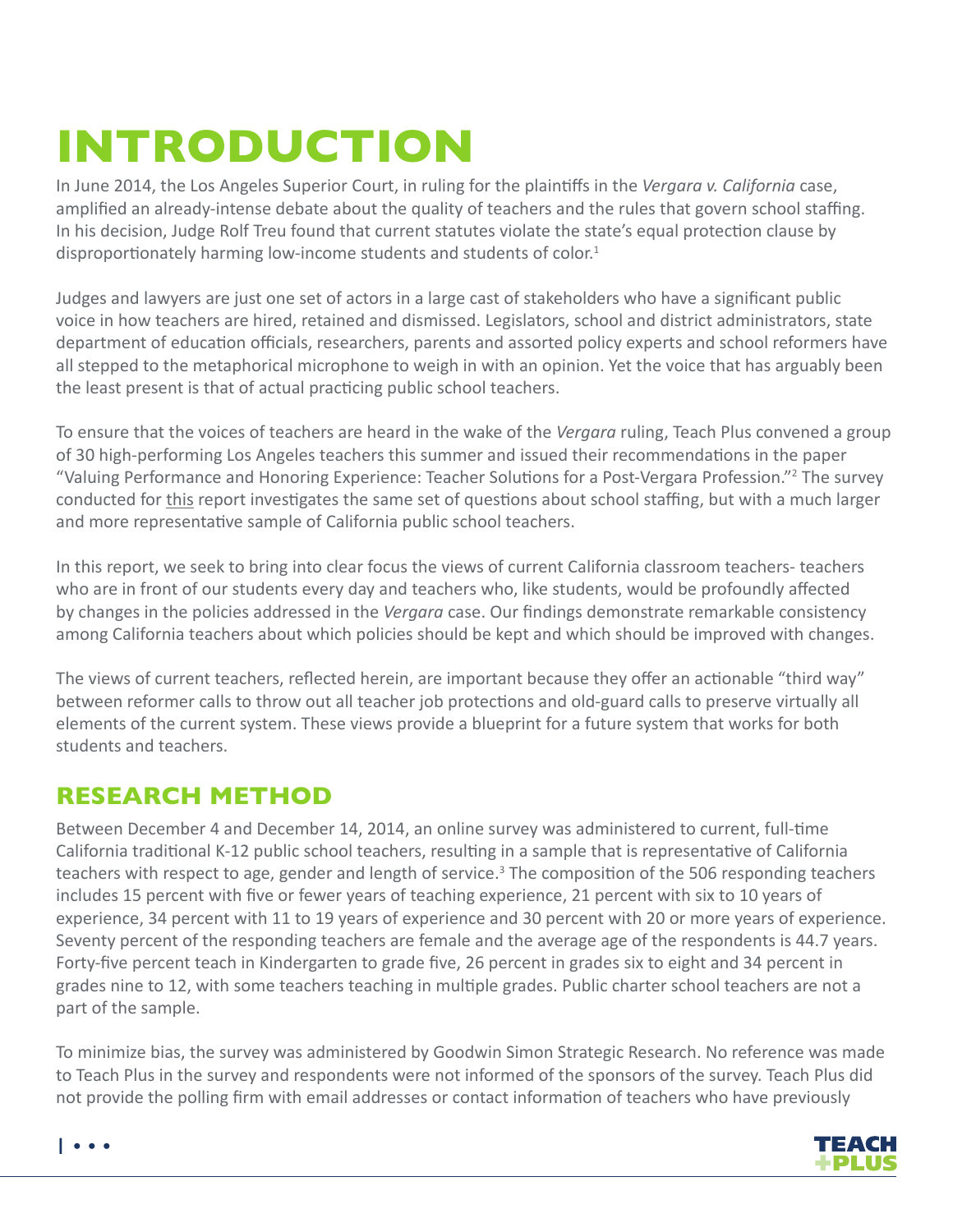# INTRODUCTION

In June 2014, the Los Angeles Superior Court, in ruling for the plaintiffs in the *Vergara v. California* case, amplified an already-intense debate about the quality of teachers and the rules that govern school staffing. In his decision, Judge Rolf Treu found that current statutes violate the state's equal protection clause by disproportionately harming low-income students and students of color.[1]

Judges and lawyers are just one set of actors in a large cast of stakeholders who have a significant public voice in how teachers are hired, retained and dismissed. Legislators, school and district administrators, state department of education officials, researchers, parents and assorted policy experts and school reformers have all stepped to the metaphorical microphone to weigh in with an opinion. Yet the voice that has arguably been the least present is that of actual practicing public school teachers.

To ensure that the voices of teachers are heard in the wake of the *Vergara* ruling, Teach Plus convened a group of 30 high-performing Los Angeles teachers this summer and issued their recommendations in the paper "Valuing Performance and Honoring Experience: Teacher Solutions for a Post-Vergara Profession."[2] The survey conducted for this report investigates the same set of questions about school staffing, but with a much larger and more representative sample of California public school teachers.

In this report, we seek to bring into clear focus the views of current California classroom teachers- teachers who are in front of our students every day and teachers who, like students, would be profoundly affected by changes in the policies addressed in the *Vergara* case. Our findings demonstrate remarkable consistency among California teachers about which policies should be kept and which should be improved with changes.

The views of current teachers, reflected herein, are important because they offer an actionable "third way" between reformer calls to throw out all teacher job protections and old-guard calls to preserve virtually all elements of the current system. These views provide a blueprint for a future system that works for both students and teachers.

## RESEARCH METHOD

Between December 4 and December 14, 2014, an online survey was administered to current, full-time California traditional K-12 public school teachers, resulting in a sample that is representative of California teachers with respect to age, gender and length of service.[3] The composition of the 506 responding teachers includes 15 percent with five or fewer years of teaching experience, 21 percent with six to 10 years of experience, 34 percent with 11 to 19 years of experience and 30 percent with 20 or more years of experience. Seventy percent of the responding teachers are female and the average age of the respondents is 44.7 years. Forty-five percent teach in Kindergarten to grade five, 26 percent in grades six to eight and 34 percent in grades nine to 12, with some teachers teaching in multiple grades. Public charter school teachers are not a part of the sample.

To minimize bias, the survey was administered by Goodwin Simon Strategic Research. No reference was made to Teach Plus in the survey and respondents were not informed of the sponsors of the survey. Teach Plus did not provide the polling firm with email addresses or contact information of teachers who have previously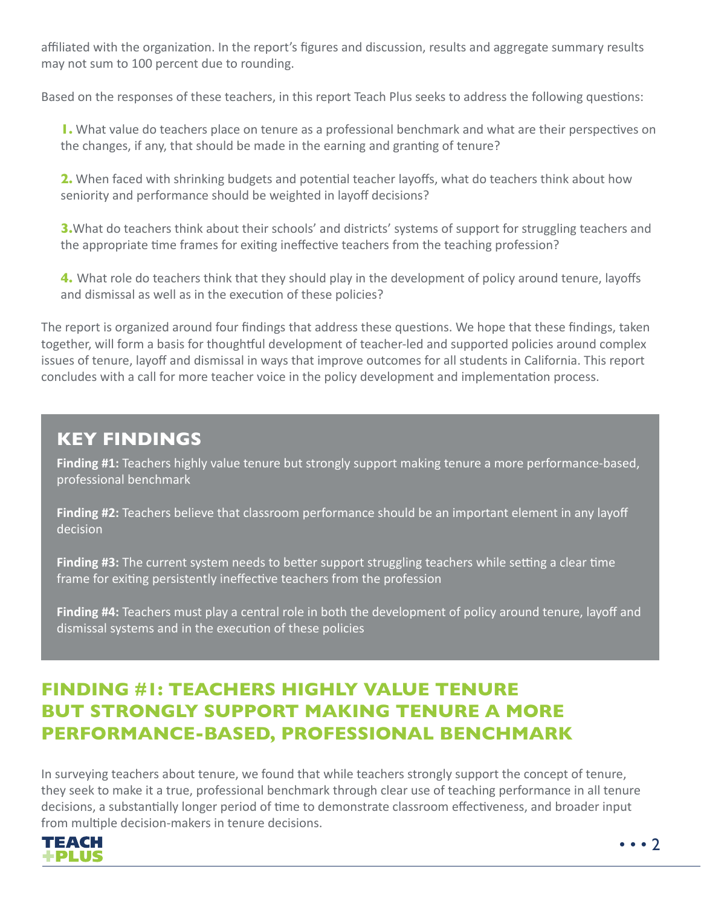affiliated with the organization. In the report's figures and discussion, results and aggregate summary results may not sum to 100 percent due to rounding.

Based on the responses of these teachers, in this report Teach Plus seeks to address the following questions:

**1.** What value do teachers place on tenure as a professional benchmark and what are their perspectives on the changes, if any, that should be made in the earning and granting of tenure?

**2.** When faced with shrinking budgets and potential teacher layoffs, what do teachers think about how seniority and performance should be weighted in layoff decisions?

**3.** What do teachers think about their schools' and districts' systems of support for struggling teachers and the appropriate time frames for exiting ineffective teachers from the teaching profession?

**4.** What role do teachers think that they should play in the development of policy around tenure, layoffs and dismissal as well as in the execution of these policies?

The report is organized around four findings that address these questions. We hope that these findings, taken together, will form a basis for thoughtful development of teacher-led and supported policies around complex issues of tenure, layoff and dismissal in ways that improve outcomes for all students in California. This report concludes with a call for more teacher voice in the policy development and implementation process.

## KEY FINDINGS

**Finding #1:** Teachers highly value tenure but strongly support making tenure a more performance-based, professional benchmark

**Finding #2:** Teachers believe that classroom performance should be an important element in any layoff decision

**Finding #3:** The current system needs to better support struggling teachers while setting a clear time frame for exiting persistently ineffective teachers from the profession

**Finding #4:** Teachers must play a central role in both the development of policy around tenure, layoff and dismissal systems and in the execution of these policies

## FINDING #1: TEACHERS HIGHLY VALUE TENURE BUT STRONGLY SUPPORT MAKING TENURE A MORE PERFORMANCE-BASED, PROFESSIONAL BENCHMARK

In surveying teachers about tenure, we found that while teachers strongly support the concept of tenure, they seek to make it a true, professional benchmark through clear use of teaching performance in all tenure decisions, a substantially longer period of time to demonstrate classroom effectiveness, and broader input from multiple decision-makers in tenure decisions.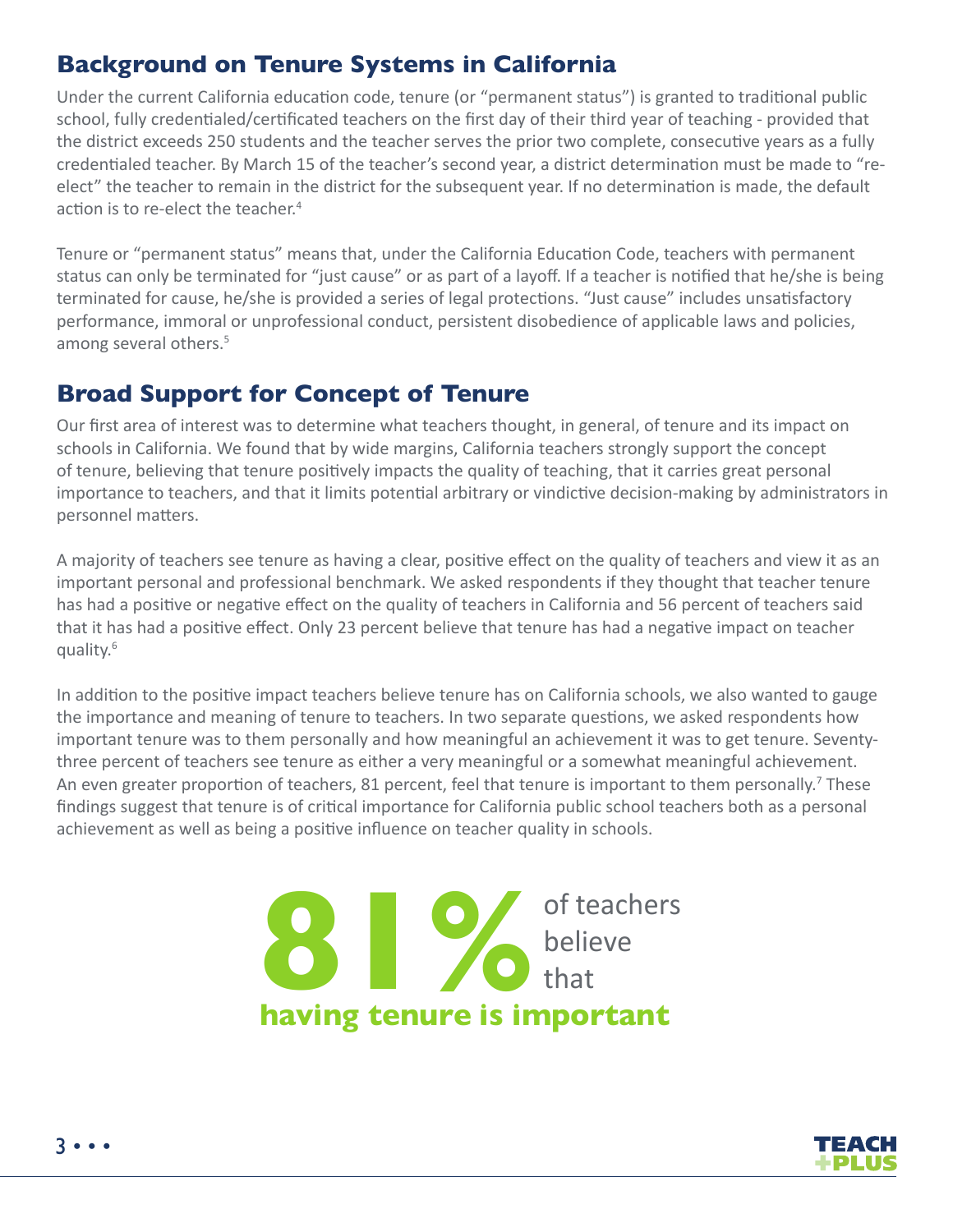## Background on Tenure Systems in California

Under the current California education code, tenure (or "permanent status") is granted to traditional public school, fully credentialed/certificated teachers on the first day of their third year of teaching - provided that the district exceeds 250 students and the teacher serves the prior two complete, consecutive years as a fully credentialed teacher. By March 15 of the teacher's second year, a district determination must be made to "re-elect" the teacher to remain in the district for the subsequent year. If no determination is made, the default action is to re-elect the teacher.[4]

Tenure or "permanent status" means that, under the California Education Code, teachers with permanent status can only be terminated for "just cause" or as part of a layoff. If a teacher is notified that he/she is being terminated for cause, he/she is provided a series of legal protections. "Just cause" includes unsatisfactory performance, immoral or unprofessional conduct, persistent disobedience of applicable laws and policies, among several others.[5]

## Broad Support for Concept of Tenure

Our first area of interest was to determine what teachers thought, in general, of tenure and its impact on schools in California. We found that by wide margins, California teachers strongly support the concept of tenure, believing that tenure positively impacts the quality of teaching, that it carries great personal importance to teachers, and that it limits potential arbitrary or vindictive decision-making by administrators in personnel matters.

A majority of teachers see tenure as having a clear, positive effect on the quality of teachers and view it as an important personal and professional benchmark. We asked respondents if they thought that teacher tenure has had a positive or negative effect on the quality of teachers in California and 56 percent of teachers said that it has had a positive effect. Only 23 percent believe that tenure has had a negative impact on teacher quality.[6]

In addition to the positive impact teachers believe tenure has on California schools, we also wanted to gauge the importance and meaning of tenure to teachers. In two separate questions, we asked respondents how important tenure was to them personally and how meaningful an achievement it was to get tenure. Seventy-three percent of teachers see tenure as either a very meaningful or a somewhat meaningful achievement. An even greater proportion of teachers, 81 percent, feel that tenure is important to them personally.[7] These findings suggest that tenure is of critical importance for California public school teachers both as a personal achievement as well as being a positive influence on teacher quality in schools.

**81%** of teachers believe that **having tenure is important**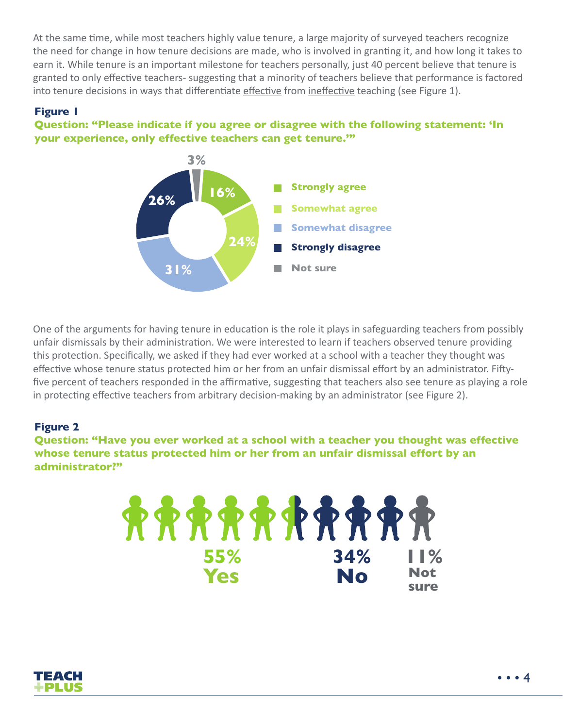At the same time, while most teachers highly value tenure, a large majority of surveyed teachers recognize the need for change in how tenure decisions are made, who is involved in granting it, and how long it takes to earn it. While tenure is an important milestone for teachers personally, just 40 percent believe that tenure is granted to only effective teachers- suggesting that a minority of teachers believe that performance is factored into tenure decisions in ways that differentiate effective from ineffective teaching (see Figure 1).

**Figure 1**

**Question: "Please indicate if you agree or disagree with the following statement: 'In your experience, only effective teachers can get tenure.'"**

| Response | Percent |
|---|---|
| Strongly agree | 16% |
| Somewhat agree | 24% |
| Somewhat disagree | 31% |
| Strongly disagree | 26% |
| Not sure | 3% |

One of the arguments for having tenure in education is the role it plays in safeguarding teachers from possibly unfair dismissals by their administration. We were interested to learn if teachers observed tenure providing this protection. Specifically, we asked if they had ever worked at a school with a teacher they thought was effective whose tenure status protected him or her from an unfair dismissal effort by an administrator. Fifty-five percent of teachers responded in the affirmative, suggesting that teachers also see tenure as playing a role in protecting effective teachers from arbitrary decision-making by an administrator (see Figure 2).

**Figure 2**

**Question: "Have you ever worked at a school with a teacher you thought was effective whose tenure status protected him or her from an unfair dismissal effort by an administrator?"**

| Response | Percent |
|---|---|
| Yes | 55% |
| No | 34% |
| Not sure | 11% |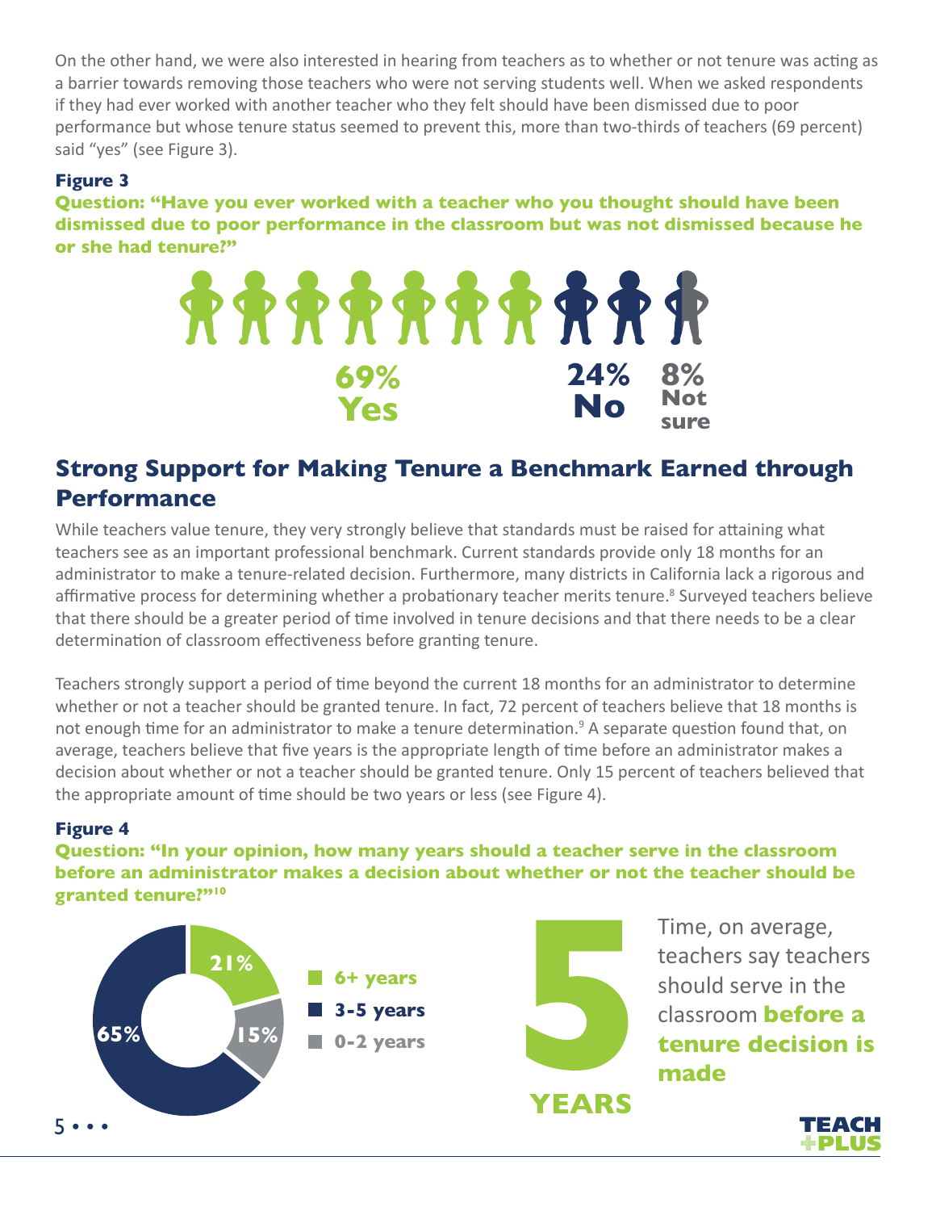On the other hand, we were also interested in hearing from teachers as to whether or not tenure was acting as a barrier towards removing those teachers who were not serving students well. When we asked respondents if they had ever worked with another teacher who they felt should have been dismissed due to poor performance but whose tenure status seemed to prevent this, more than two-thirds of teachers (69 percent) said "yes" (see Figure 3).

**Figure 3**

**Question: "Have you ever worked with a teacher who you thought should have been dismissed due to poor performance in the classroom but was not dismissed because he or she had tenure?"**

69% Yes

24% No

8% Not sure

## Strong Support for Making Tenure a Benchmark Earned through Performance

While teachers value tenure, they very strongly believe that standards must be raised for attaining what teachers see as an important professional benchmark. Current standards provide only 18 months for an administrator to make a tenure-related decision. Furthermore, many districts in California lack a rigorous and affirmative process for determining whether a probationary teacher merits tenure.[8] Surveyed teachers believe that there should be a greater period of time involved in tenure decisions and that there needs to be a clear determination of classroom effectiveness before granting tenure.

Teachers strongly support a period of time beyond the current 18 months for an administrator to determine whether or not a teacher should be granted tenure. In fact, 72 percent of teachers believe that 18 months is not enough time for an administrator to make a tenure determination.[9] A separate question found that, on average, teachers believe that five years is the appropriate length of time before an administrator makes a decision about whether or not a teacher should be granted tenure. Only 15 percent of teachers believed that the appropriate amount of time should be two years or less (see Figure 4).

**Figure 4**

**Question: "In your opinion, how many years should a teacher serve in the classroom before an administrator makes a decision about whether or not the teacher should be granted tenure?"[10]**

- 6+ years: 21%
- 3-5 years: 65%
- 0-2 years: 15%

**5 YEARS**

Time, on average, teachers say teachers should serve in the classroom **before a tenure decision is made**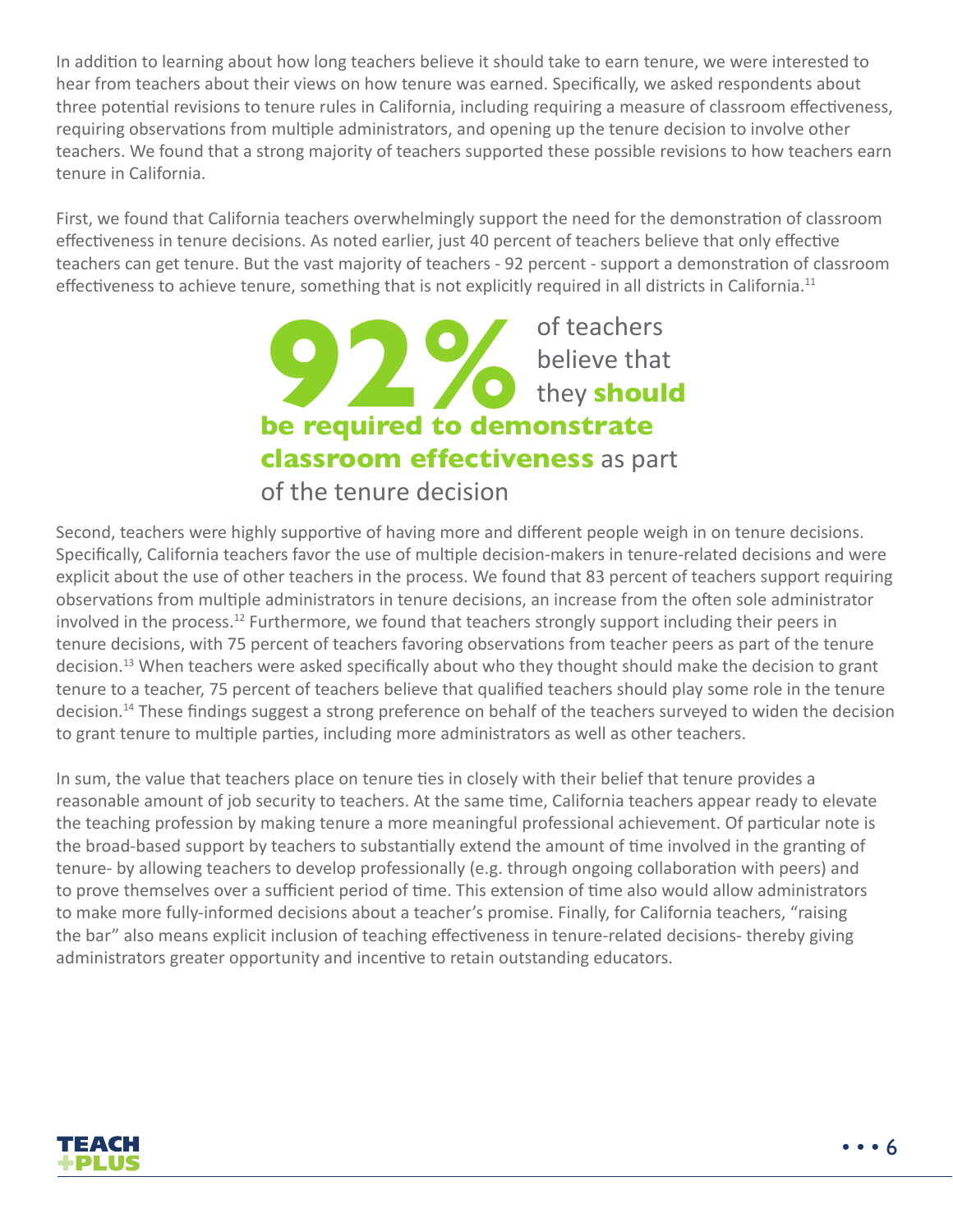In addition to learning about how long teachers believe it should take to earn tenure, we were interested to hear from teachers about their views on how tenure was earned. Specifically, we asked respondents about three potential revisions to tenure rules in California, including requiring a measure of classroom effectiveness, requiring observations from multiple administrators, and opening up the tenure decision to involve other teachers. We found that a strong majority of teachers supported these possible revisions to how teachers earn tenure in California.

First, we found that California teachers overwhelmingly support the need for the demonstration of classroom effectiveness in tenure decisions. As noted earlier, just 40 percent of teachers believe that only effective teachers can get tenure. But the vast majority of teachers - 92 percent - support a demonstration of classroom effectiveness to achieve tenure, something that is not explicitly required in all districts in California.[11]

**92%** of teachers believe that they **should be required to demonstrate classroom effectiveness** as part of the tenure decision

Second, teachers were highly supportive of having more and different people weigh in on tenure decisions. Specifically, California teachers favor the use of multiple decision-makers in tenure-related decisions and were explicit about the use of other teachers in the process. We found that 83 percent of teachers support requiring observations from multiple administrators in tenure decisions, an increase from the often sole administrator involved in the process.[12] Furthermore, we found that teachers strongly support including their peers in tenure decisions, with 75 percent of teachers favoring observations from teacher peers as part of the tenure decision.[13] When teachers were asked specifically about who they thought should make the decision to grant tenure to a teacher, 75 percent of teachers believe that qualified teachers should play some role in the tenure decision.[14] These findings suggest a strong preference on behalf of the teachers surveyed to widen the decision to grant tenure to multiple parties, including more administrators as well as other teachers.

In sum, the value that teachers place on tenure ties in closely with their belief that tenure provides a reasonable amount of job security to teachers. At the same time, California teachers appear ready to elevate the teaching profession by making tenure a more meaningful professional achievement. Of particular note is the broad-based support by teachers to substantially extend the amount of time involved in the granting of tenure- by allowing teachers to develop professionally (e.g. through ongoing collaboration with peers) and to prove themselves over a sufficient period of time. This extension of time also would allow administrators to make more fully-informed decisions about a teacher's promise. Finally, for California teachers, "raising the bar" also means explicit inclusion of teaching effectiveness in tenure-related decisions- thereby giving administrators greater opportunity and incentive to retain outstanding educators.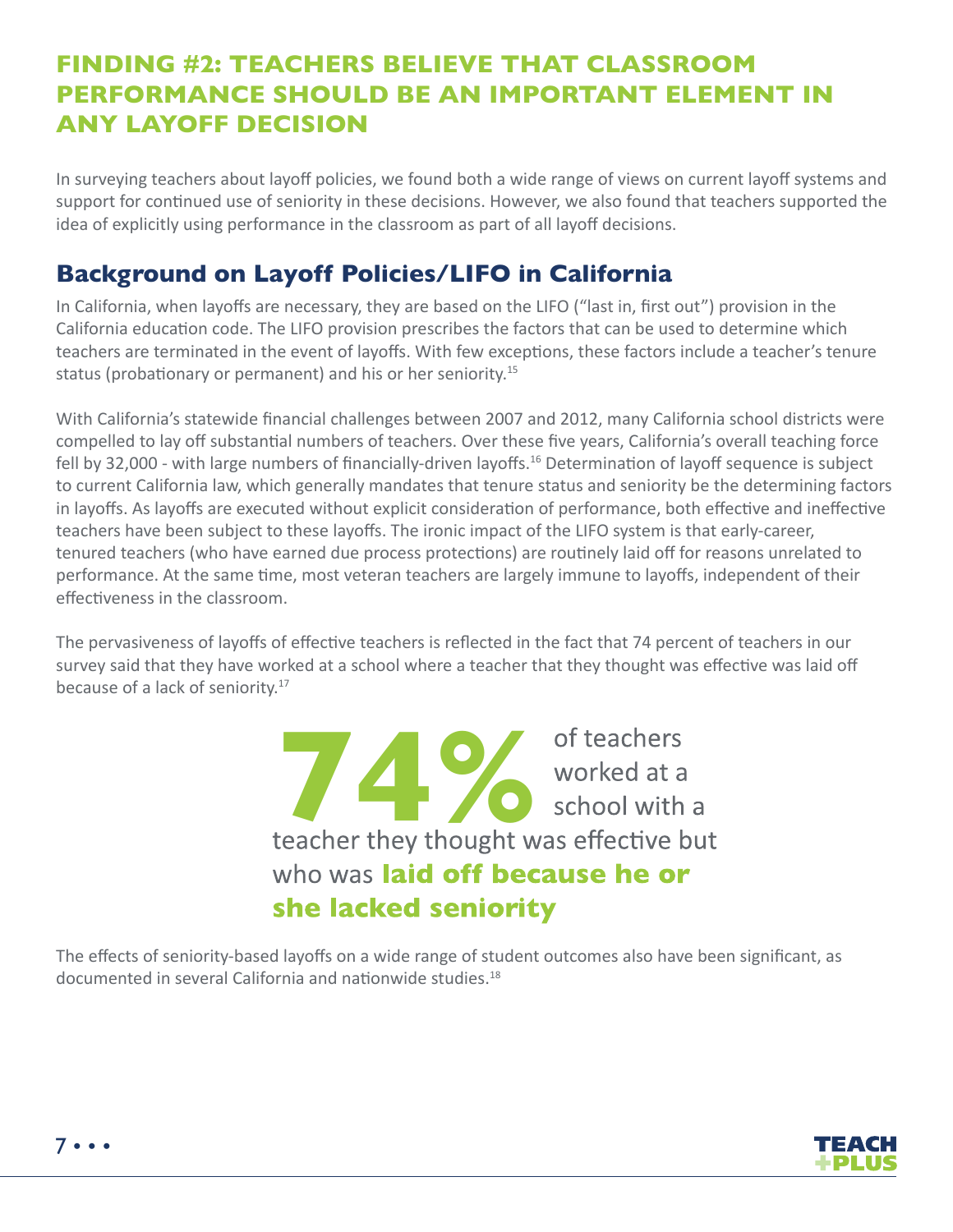# FINDING #2: TEACHERS BELIEVE THAT CLASSROOM PERFORMANCE SHOULD BE AN IMPORTANT ELEMENT IN ANY LAYOFF DECISION

In surveying teachers about layoff policies, we found both a wide range of views on current layoff systems and support for continued use of seniority in these decisions. However, we also found that teachers supported the idea of explicitly using performance in the classroom as part of all layoff decisions.

## Background on Layoff Policies/LIFO in California

In California, when layoffs are necessary, they are based on the LIFO ("last in, first out") provision in the California education code. The LIFO provision prescribes the factors that can be used to determine which teachers are terminated in the event of layoffs. With few exceptions, these factors include a teacher's tenure status (probationary or permanent) and his or her seniority.[15]

With California's statewide financial challenges between 2007 and 2012, many California school districts were compelled to lay off substantial numbers of teachers. Over these five years, California's overall teaching force fell by 32,000 - with large numbers of financially-driven layoffs.[16] Determination of layoff sequence is subject to current California law, which generally mandates that tenure status and seniority be the determining factors in layoffs. As layoffs are executed without explicit consideration of performance, both effective and ineffective teachers have been subject to these layoffs. The ironic impact of the LIFO system is that early-career, tenured teachers (who have earned due process protections) are routinely laid off for reasons unrelated to performance. At the same time, most veteran teachers are largely immune to layoffs, independent of their effectiveness in the classroom.

The pervasiveness of layoffs of effective teachers is reflected in the fact that 74 percent of teachers in our survey said that they have worked at a school where a teacher that they thought was effective was laid off because of a lack of seniority.[17]

**74%** of teachers worked at a school with a teacher they thought was effective but who was **laid off because he or she lacked seniority**

The effects of seniority-based layoffs on a wide range of student outcomes also have been significant, as documented in several California and nationwide studies.[18]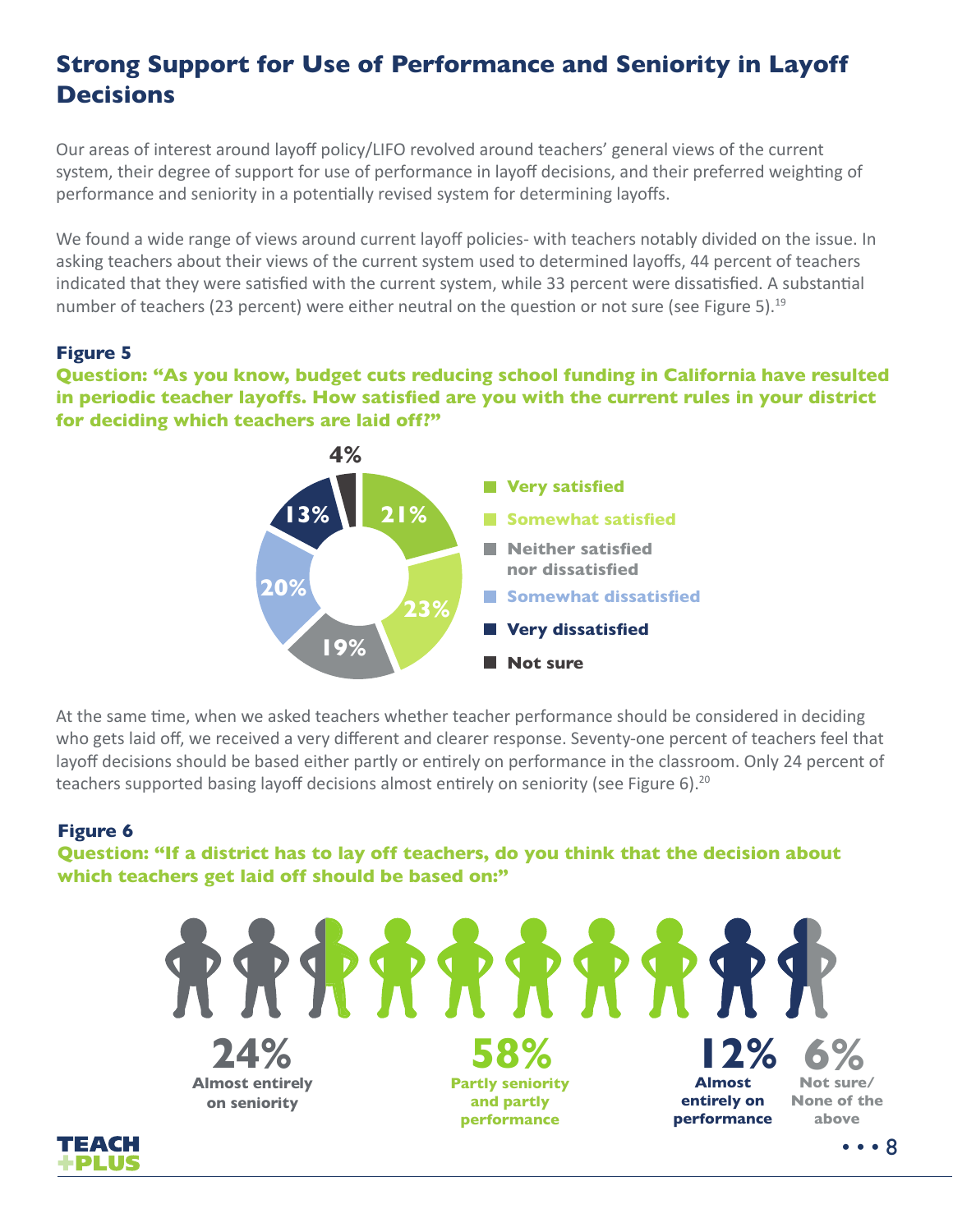## Strong Support for Use of Performance and Seniority in Layoff Decisions

Our areas of interest around layoff policy/LIFO revolved around teachers' general views of the current system, their degree of support for use of performance in layoff decisions, and their preferred weighting of performance and seniority in a potentially revised system for determining layoffs.

We found a wide range of views around current layoff policies- with teachers notably divided on the issue. In asking teachers about their views of the current system used to determined layoffs, 44 percent of teachers indicated that they were satisfied with the current system, while 33 percent were dissatisfied. A substantial number of teachers (23 percent) were either neutral on the question or not sure (see Figure 5).[19]

**Figure 5**

**Question: "As you know, budget cuts reducing school funding in California have resulted in periodic teacher layoffs. How satisfied are you with the current rules in your district for deciding which teachers are laid off?"**

| Response | Percent |
|---|---|
| Very satisfied | 21% |
| Somewhat satisfied | 23% |
| Neither satisfied nor dissatisfied | 19% |
| Somewhat dissatisfied | 20% |
| Very dissatisfied | 13% |
| Not sure | 4% |

At the same time, when we asked teachers whether teacher performance should be considered in deciding who gets laid off, we received a very different and clearer response. Seventy-one percent of teachers feel that layoff decisions should be based either partly or entirely on performance in the classroom. Only 24 percent of teachers supported basing layoff decisions almost entirely on seniority (see Figure 6).[20]

**Figure 6**

**Question: "If a district has to lay off teachers, do you think that the decision about which teachers get laid off should be based on:"**

| Response | Percent |
|---|---|
| Almost entirely on seniority | 24% |
| Partly seniority and partly performance | 58% |
| Almost entirely on performance | 12% |
| Not sure/ None of the above | 6% |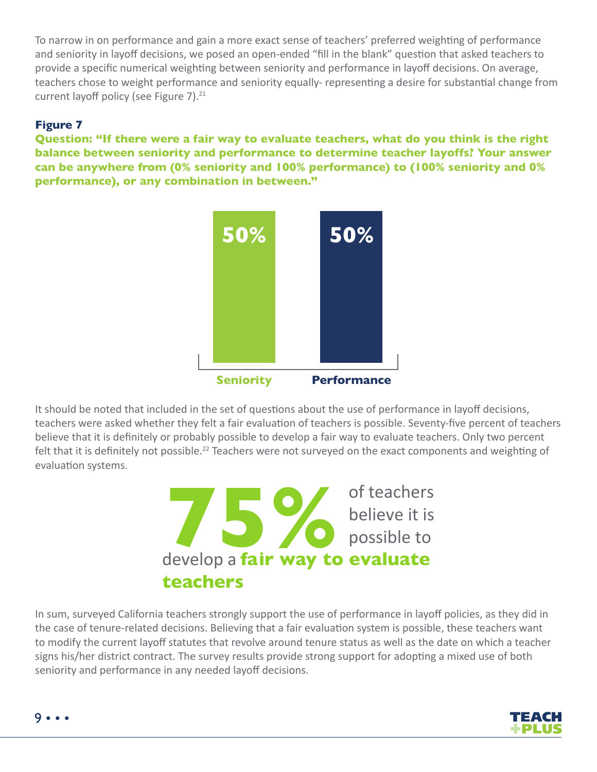To narrow in on performance and gain a more exact sense of teachers' preferred weighting of performance and seniority in layoff decisions, we posed an open-ended "fill in the blank" question that asked teachers to provide a specific numerical weighting between seniority and performance in layoff decisions. On average, teachers chose to weight performance and seniority equally- representing a desire for substantial change from current layoff policy (see Figure 7).[21]

**Figure 7**

**Question: "If there were a fair way to evaluate teachers, what do you think is the right balance between seniority and performance to determine teacher layoffs? Your answer can be anywhere from (0% seniority and 100% performance) to (100% seniority and 0% performance), or any combination in between."**

| Seniority | Performance |
|---|---|
| 50% | 50% |

It should be noted that included in the set of questions about the use of performance in layoff decisions, teachers were asked whether they felt a fair evaluation of teachers is possible. Seventy-five percent of teachers believe that it is definitely or probably possible to develop a fair way to evaluate teachers. Only two percent felt that it is definitely not possible.[22] Teachers were not surveyed on the exact components and weighting of evaluation systems.

**75%** of teachers believe it is possible to develop a **fair way to evaluate teachers**

In sum, surveyed California teachers strongly support the use of performance in layoff policies, as they did in the case of tenure-related decisions. Believing that a fair evaluation system is possible, these teachers want to modify the current layoff statutes that revolve around tenure status as well as the date on which a teacher signs his/her district contract. The survey results provide strong support for adopting a mixed use of both seniority and performance in any needed layoff decisions.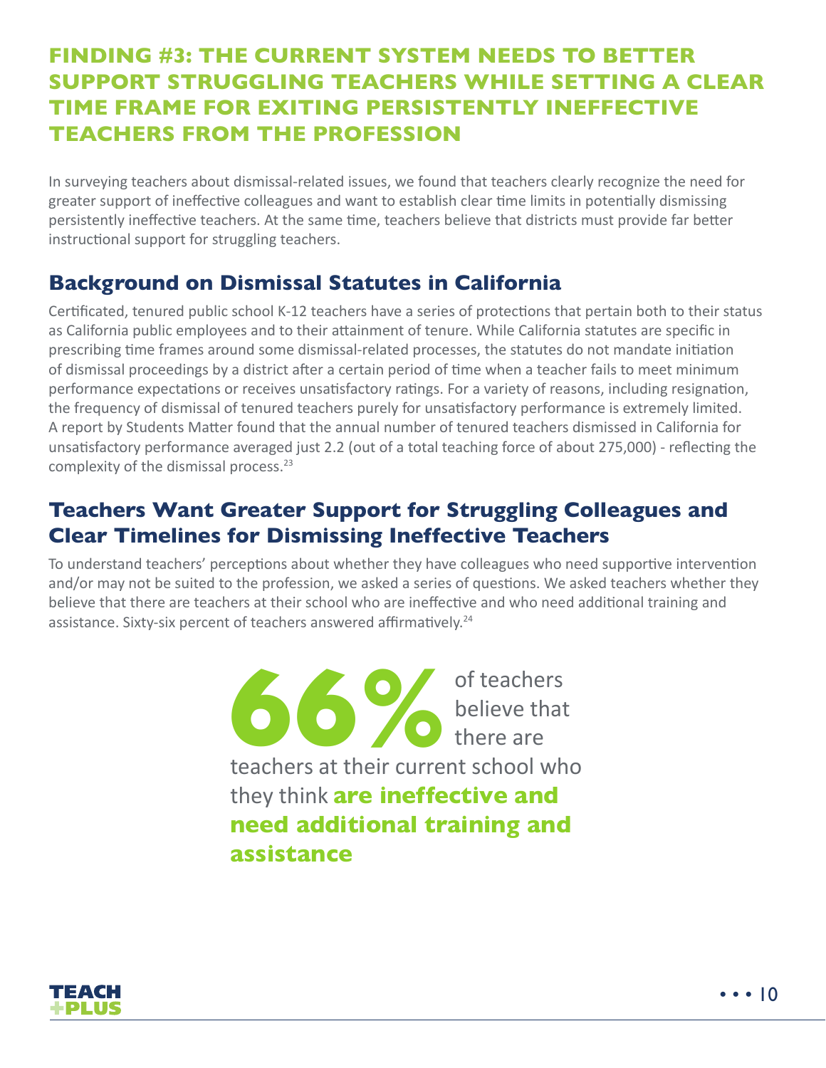## FINDING #3: THE CURRENT SYSTEM NEEDS TO BETTER SUPPORT STRUGGLING TEACHERS WHILE SETTING A CLEAR TIME FRAME FOR EXITING PERSISTENTLY INEFFECTIVE TEACHERS FROM THE PROFESSION

In surveying teachers about dismissal-related issues, we found that teachers clearly recognize the need for greater support of ineffective colleagues and want to establish clear time limits in potentially dismissing persistently ineffective teachers. At the same time, teachers believe that districts must provide far better instructional support for struggling teachers.

### Background on Dismissal Statutes in California

Certificated, tenured public school K-12 teachers have a series of protections that pertain both to their status as California public employees and to their attainment of tenure. While California statutes are specific in prescribing time frames around some dismissal-related processes, the statutes do not mandate initiation of dismissal proceedings by a district after a certain period of time when a teacher fails to meet minimum performance expectations or receives unsatisfactory ratings. For a variety of reasons, including resignation, the frequency of dismissal of tenured teachers purely for unsatisfactory performance is extremely limited. A report by Students Matter found that the annual number of tenured teachers dismissed in California for unsatisfactory performance averaged just 2.2 (out of a total teaching force of about 275,000) - reflecting the complexity of the dismissal process.[23]

### Teachers Want Greater Support for Struggling Colleagues and Clear Timelines for Dismissing Ineffective Teachers

To understand teachers' perceptions about whether they have colleagues who need supportive intervention and/or may not be suited to the profession, we asked a series of questions. We asked teachers whether they believe that there are teachers at their school who are ineffective and who need additional training and assistance. Sixty-six percent of teachers answered affirmatively.[24]

**66%** of teachers believe that there are teachers at their current school who they think **are ineffective and need additional training and assistance**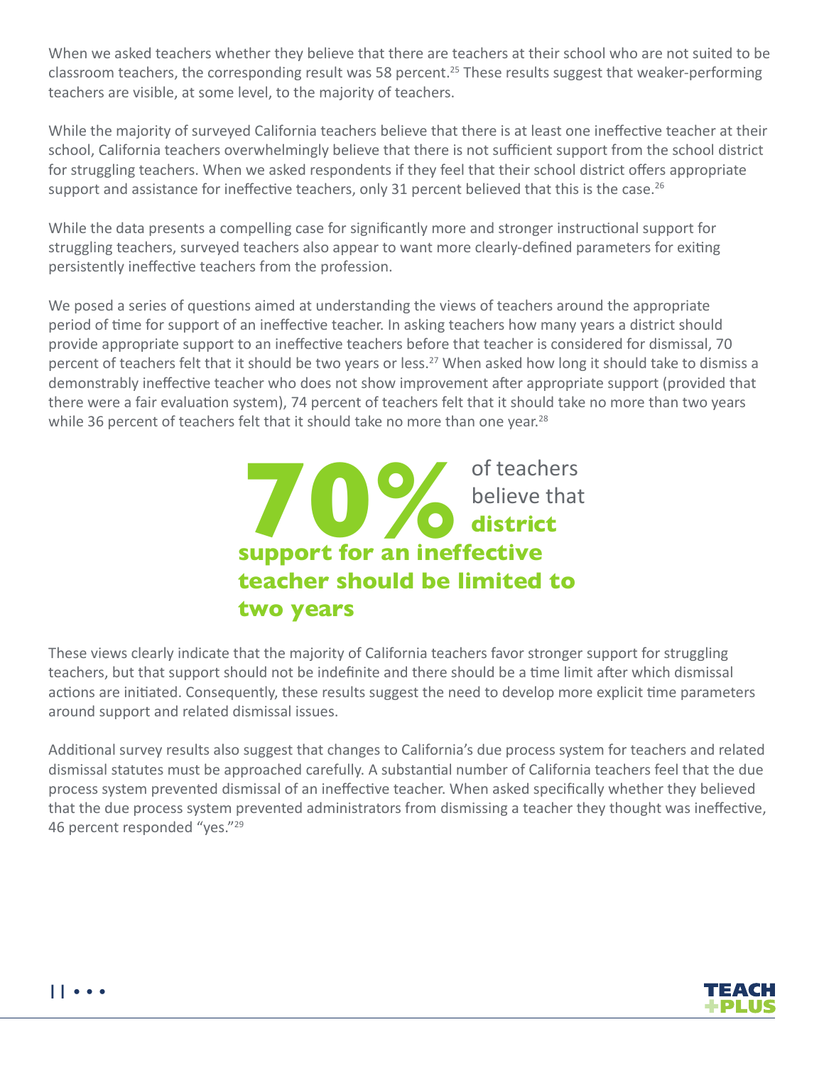When we asked teachers whether they believe that there are teachers at their school who are not suited to be classroom teachers, the corresponding result was 58 percent.[25] These results suggest that weaker-performing teachers are visible, at some level, to the majority of teachers.

While the majority of surveyed California teachers believe that there is at least one ineffective teacher at their school, California teachers overwhelmingly believe that there is not sufficient support from the school district for struggling teachers. When we asked respondents if they feel that their school district offers appropriate support and assistance for ineffective teachers, only 31 percent believed that this is the case.[26]

While the data presents a compelling case for significantly more and stronger instructional support for struggling teachers, surveyed teachers also appear to want more clearly-defined parameters for exiting persistently ineffective teachers from the profession.

We posed a series of questions aimed at understanding the views of teachers around the appropriate period of time for support of an ineffective teacher. In asking teachers how many years a district should provide appropriate support to an ineffective teachers before that teacher is considered for dismissal, 70 percent of teachers felt that it should be two years or less.[27] When asked how long it should take to dismiss a demonstrably ineffective teacher who does not show improvement after appropriate support (provided that there were a fair evaluation system), 74 percent of teachers felt that it should take no more than two years while 36 percent of teachers felt that it should take no more than one year.[28]

**70%** of teachers believe that **district support for an ineffective teacher should be limited to two years**

These views clearly indicate that the majority of California teachers favor stronger support for struggling teachers, but that support should not be indefinite and there should be a time limit after which dismissal actions are initiated. Consequently, these results suggest the need to develop more explicit time parameters around support and related dismissal issues.

Additional survey results also suggest that changes to California's due process system for teachers and related dismissal statutes must be approached carefully. A substantial number of California teachers feel that the due process system prevented dismissal of an ineffective teacher. When asked specifically whether they believed that the due process system prevented administrators from dismissing a teacher they thought was ineffective, 46 percent responded "yes."[29]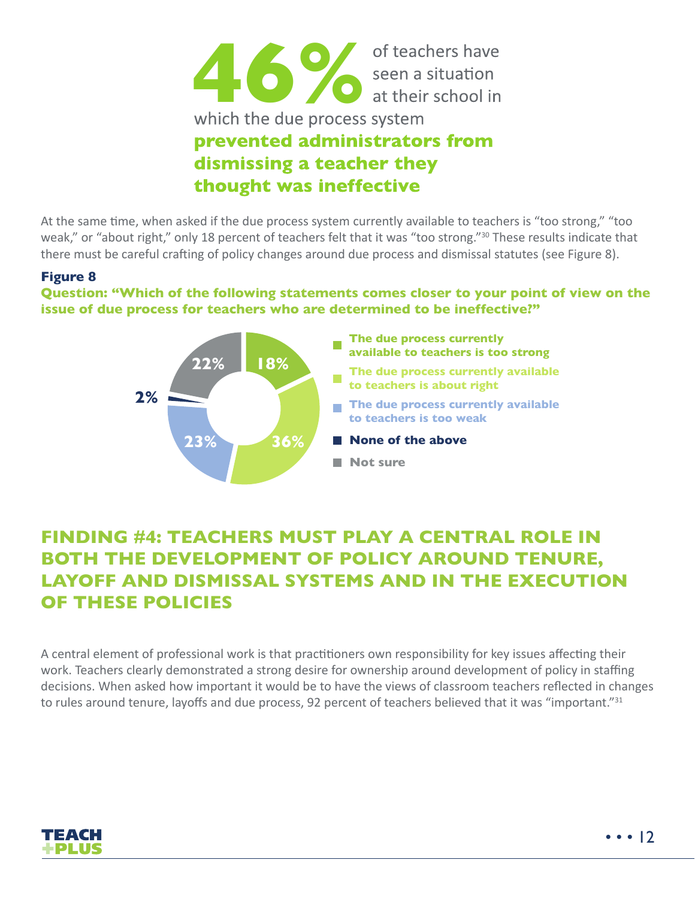**46%** of teachers have seen a situation at their school in which the due process system **prevented administrators from dismissing a teacher they thought was ineffective**

At the same time, when asked if the due process system currently available to teachers is "too strong," "too weak," or "about right," only 18 percent of teachers felt that it was "too strong."[30] These results indicate that there must be careful crafting of policy changes around due process and dismissal statutes (see Figure 8).

**Figure 8**

**Question: "Which of the following statements comes closer to your point of view on the issue of due process for teachers who are determined to be ineffective?"**

| Response | Percent |
| --- | --- |
| The due process currently available to teachers is too strong | 18% |
| The due process currently available to teachers is about right | 36% |
| The due process currently available to teachers is too weak | 23% |
| None of the above | 2% |
| Not sure | 22% |

## FINDING #4: TEACHERS MUST PLAY A CENTRAL ROLE IN BOTH THE DEVELOPMENT OF POLICY AROUND TENURE, LAYOFF AND DISMISSAL SYSTEMS AND IN THE EXECUTION OF THESE POLICIES

A central element of professional work is that practitioners own responsibility for key issues affecting their work. Teachers clearly demonstrated a strong desire for ownership around development of policy in staffing decisions. When asked how important it would be to have the views of classroom teachers reflected in changes to rules around tenure, layoffs and due process, 92 percent of teachers believed that it was "important."[31]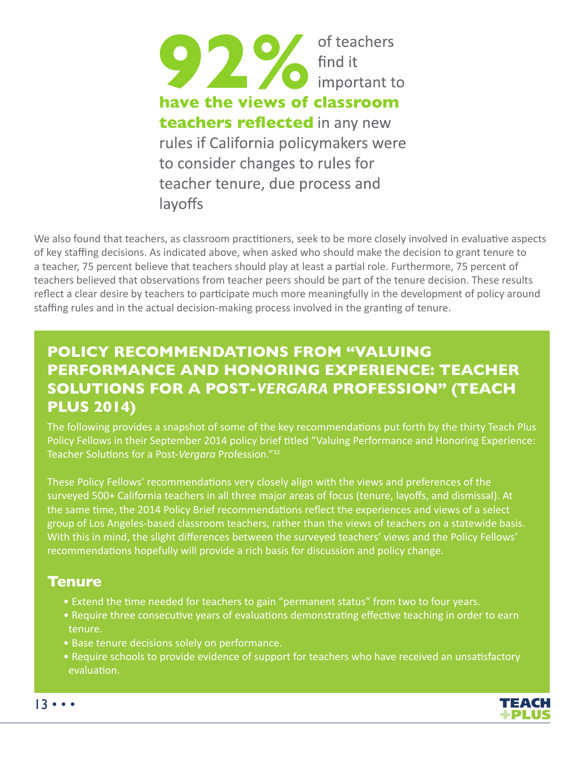**92%** of teachers find it important to **have the views of classroom teachers reflected** in any new rules if California policymakers were to consider changes to rules for teacher tenure, due process and layoffs

We also found that teachers, as classroom practitioners, seek to be more closely involved in evaluative aspects of key staffing decisions. As indicated above, when asked who should make the decision to grant tenure to a teacher, 75 percent believe that teachers should play at least a partial role. Furthermore, 75 percent of teachers believed that observations from teacher peers should be part of the tenure decision. These results reflect a clear desire by teachers to participate much more meaningfully in the development of policy around staffing rules and in the actual decision-making process involved in the granting of tenure.

## POLICY RECOMMENDATIONS FROM "VALUING PERFORMANCE AND HONORING EXPERIENCE: TEACHER SOLUTIONS FOR A POST-*VERGARA* PROFESSION" (TEACH PLUS 2014)

The following provides a snapshot of some of the key recommendations put forth by the thirty Teach Plus Policy Fellows in their September 2014 policy brief titled "Valuing Performance and Honoring Experience: Teacher Solutions for a Post-*Vergara* Profession."[32]

These Policy Fellows' recommendations very closely align with the views and preferences of the surveyed 500+ California teachers in all three major areas of focus (tenure, layoffs, and dismissal). At the same time, the 2014 Policy Brief recommendations reflect the experiences and views of a select group of Los Angeles-based classroom teachers, rather than the views of teachers on a statewide basis. With this in mind, the slight differences between the surveyed teachers' views and the Policy Fellows' recommendations hopefully will provide a rich basis for discussion and policy change.

### Tenure

- Extend the time needed for teachers to gain "permanent status" from two to four years.
- Require three consecutive years of evaluations demonstrating effective teaching in order to earn tenure.
- Base tenure decisions solely on performance.
- Require schools to provide evidence of support for teachers who have received an unsatisfactory evaluation.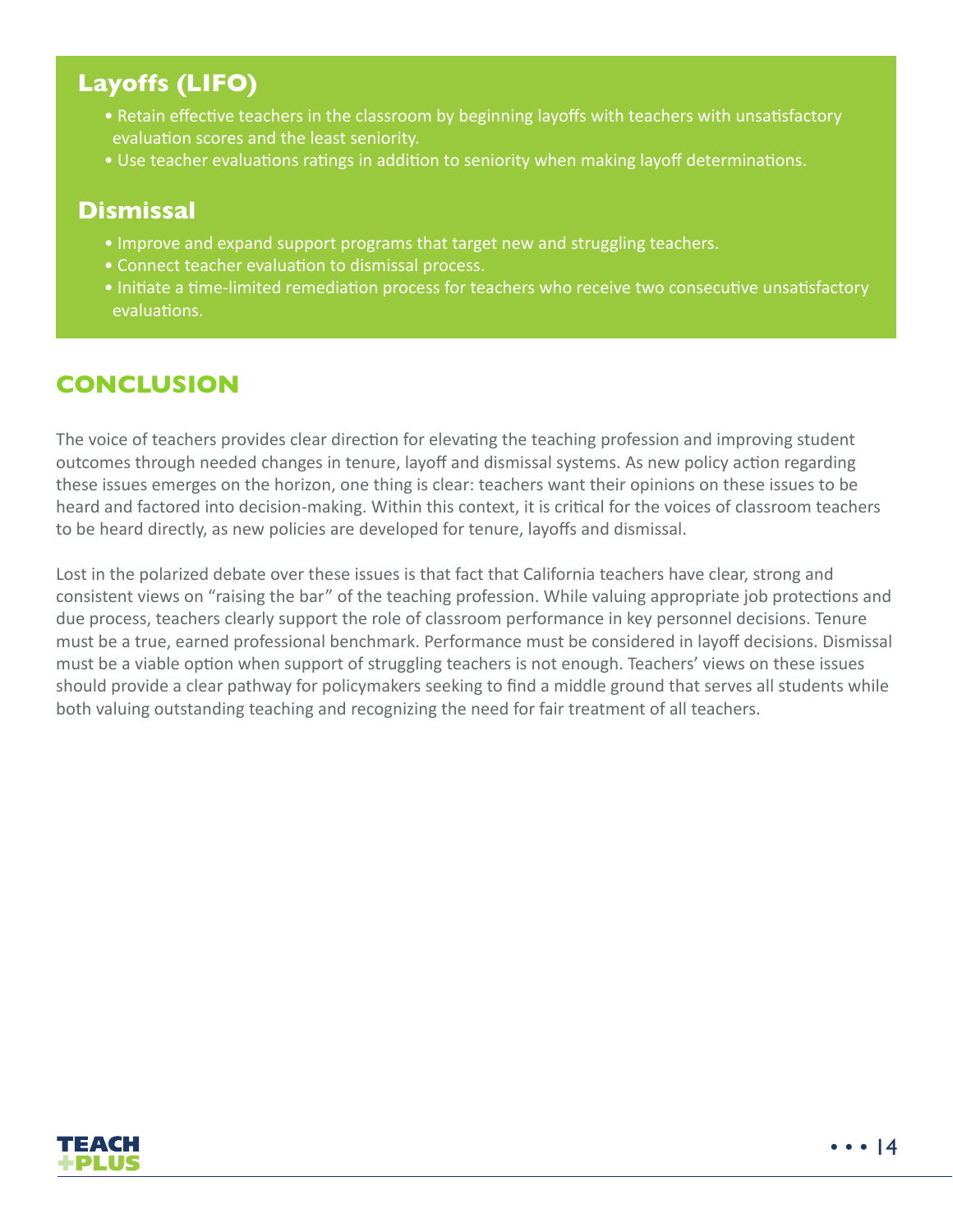## Layoffs (LIFO)

- Retain effective teachers in the classroom by beginning layoffs with teachers with unsatisfactory evaluation scores and the least seniority.
- Use teacher evaluations ratings in addition to seniority when making layoff determinations.

## Dismissal

- Improve and expand support programs that target new and struggling teachers.
- Connect teacher evaluation to dismissal process.
- Initiate a time-limited remediation process for teachers who receive two consecutive unsatisfactory evaluations.

# CONCLUSION

The voice of teachers provides clear direction for elevating the teaching profession and improving student outcomes through needed changes in tenure, layoff and dismissal systems. As new policy action regarding these issues emerges on the horizon, one thing is clear: teachers want their opinions on these issues to be heard and factored into decision-making. Within this context, it is critical for the voices of classroom teachers to be heard directly, as new policies are developed for tenure, layoffs and dismissal.

Lost in the polarized debate over these issues is that fact that California teachers have clear, strong and consistent views on "raising the bar" of the teaching profession. While valuing appropriate job protections and due process, teachers clearly support the role of classroom performance in key personnel decisions. Tenure must be a true, earned professional benchmark. Performance must be considered in layoff decisions. Dismissal must be a viable option when support of struggling teachers is not enough. Teachers' views on these issues should provide a clear pathway for policymakers seeking to find a middle ground that serves all students while both valuing outstanding teaching and recognizing the need for fair treatment of all teachers.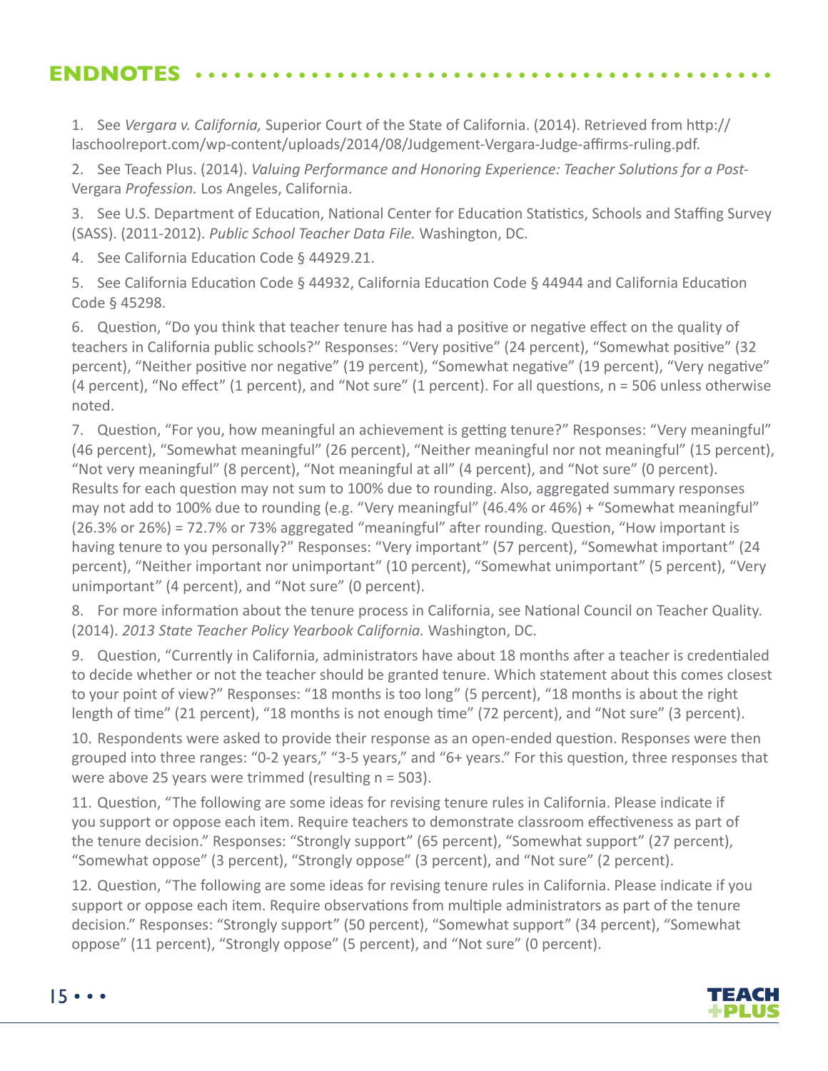## ENDNOTES

1. See *Vergara v. California,* Superior Court of the State of California. (2014). Retrieved from http://laschoolreport.com/wp-content/uploads/2014/08/Judgement-Vergara-Judge-affirms-ruling.pdf.

2. See Teach Plus. (2014). *Valuing Performance and Honoring Experience: Teacher Solutions for a Post-*Vergara *Profession.* Los Angeles, California.

3. See U.S. Department of Education, National Center for Education Statistics, Schools and Staffing Survey (SASS). (2011-2012). *Public School Teacher Data File.* Washington, DC.

4. See California Education Code § 44929.21.

5. See California Education Code § 44932, California Education Code § 44944 and California Education Code § 45298.

6. Question, "Do you think that teacher tenure has had a positive or negative effect on the quality of teachers in California public schools?" Responses: "Very positive" (24 percent), "Somewhat positive" (32 percent), "Neither positive nor negative" (19 percent), "Somewhat negative" (19 percent), "Very negative" (4 percent), "No effect" (1 percent), and "Not sure" (1 percent). For all questions, n = 506 unless otherwise noted.

7. Question, "For you, how meaningful an achievement is getting tenure?" Responses: "Very meaningful" (46 percent), "Somewhat meaningful" (26 percent), "Neither meaningful nor not meaningful" (15 percent), "Not very meaningful" (8 percent), "Not meaningful at all" (4 percent), and "Not sure" (0 percent). Results for each question may not sum to 100% due to rounding. Also, aggregated summary responses may not add to 100% due to rounding (e.g. "Very meaningful" (46.4% or 46%) + "Somewhat meaningful" (26.3% or 26%) = 72.7% or 73% aggregated "meaningful" after rounding. Question, "How important is having tenure to you personally?" Responses: "Very important" (57 percent), "Somewhat important" (24 percent), "Neither important nor unimportant" (10 percent), "Somewhat unimportant" (5 percent), "Very unimportant" (4 percent), and "Not sure" (0 percent).

8. For more information about the tenure process in California, see National Council on Teacher Quality. (2014). *2013 State Teacher Policy Yearbook California.* Washington, DC.

9. Question, "Currently in California, administrators have about 18 months after a teacher is credentialed to decide whether or not the teacher should be granted tenure. Which statement about this comes closest to your point of view?" Responses: "18 months is too long" (5 percent), "18 months is about the right length of time" (21 percent), "18 months is not enough time" (72 percent), and "Not sure" (3 percent).

10. Respondents were asked to provide their response as an open-ended question. Responses were then grouped into three ranges: "0-2 years," "3-5 years," and "6+ years." For this question, three responses that were above 25 years were trimmed (resulting n = 503).

11. Question, "The following are some ideas for revising tenure rules in California. Please indicate if you support or oppose each item. Require teachers to demonstrate classroom effectiveness as part of the tenure decision." Responses: "Strongly support" (65 percent), "Somewhat support" (27 percent), "Somewhat oppose" (3 percent), "Strongly oppose" (3 percent), and "Not sure" (2 percent).

12. Question, "The following are some ideas for revising tenure rules in California. Please indicate if you support or oppose each item. Require observations from multiple administrators as part of the tenure decision." Responses: "Strongly support" (50 percent), "Somewhat support" (34 percent), "Somewhat oppose" (11 percent), "Strongly oppose" (5 percent), and "Not sure" (0 percent).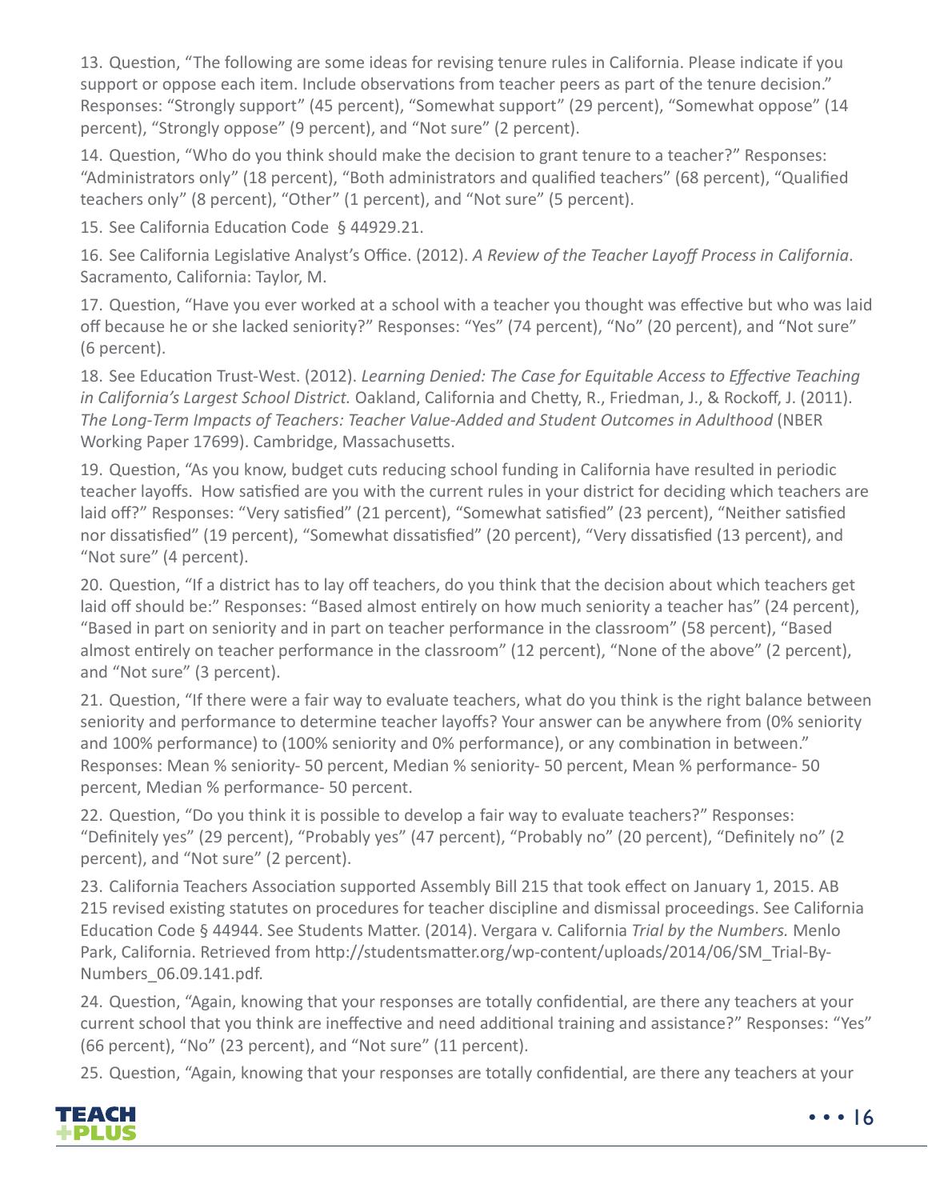13. Question, "The following are some ideas for revising tenure rules in California. Please indicate if you support or oppose each item. Include observations from teacher peers as part of the tenure decision." Responses: "Strongly support" (45 percent), "Somewhat support" (29 percent), "Somewhat oppose" (14 percent), "Strongly oppose" (9 percent), and "Not sure" (2 percent).

14. Question, "Who do you think should make the decision to grant tenure to a teacher?" Responses: "Administrators only" (18 percent), "Both administrators and qualified teachers" (68 percent), "Qualified teachers only" (8 percent), "Other" (1 percent), and "Not sure" (5 percent).

15. See California Education Code § 44929.21.

16. See California Legislative Analyst's Office. (2012). *A Review of the Teacher Layoff Process in California*. Sacramento, California: Taylor, M.

17. Question, "Have you ever worked at a school with a teacher you thought was effective but who was laid off because he or she lacked seniority?" Responses: "Yes" (74 percent), "No" (20 percent), and "Not sure" (6 percent).

18. See Education Trust-West. (2012). *Learning Denied: The Case for Equitable Access to Effective Teaching in California's Largest School District.* Oakland, California and Chetty, R., Friedman, J., & Rockoff, J. (2011). *The Long-Term Impacts of Teachers: Teacher Value-Added and Student Outcomes in Adulthood* (NBER Working Paper 17699). Cambridge, Massachusetts.

19. Question, "As you know, budget cuts reducing school funding in California have resulted in periodic teacher layoffs. How satisfied are you with the current rules in your district for deciding which teachers are laid off?" Responses: "Very satisfied" (21 percent), "Somewhat satisfied" (23 percent), "Neither satisfied nor dissatisfied" (19 percent), "Somewhat dissatisfied" (20 percent), "Very dissatisfied (13 percent), and "Not sure" (4 percent).

20. Question, "If a district has to lay off teachers, do you think that the decision about which teachers get laid off should be:" Responses: "Based almost entirely on how much seniority a teacher has" (24 percent), "Based in part on seniority and in part on teacher performance in the classroom" (58 percent), "Based almost entirely on teacher performance in the classroom" (12 percent), "None of the above" (2 percent), and "Not sure" (3 percent).

21. Question, "If there were a fair way to evaluate teachers, what do you think is the right balance between seniority and performance to determine teacher layoffs? Your answer can be anywhere from (0% seniority and 100% performance) to (100% seniority and 0% performance), or any combination in between." Responses: Mean % seniority- 50 percent, Median % seniority- 50 percent, Mean % performance- 50 percent, Median % performance- 50 percent.

22. Question, "Do you think it is possible to develop a fair way to evaluate teachers?" Responses: "Definitely yes" (29 percent), "Probably yes" (47 percent), "Probably no" (20 percent), "Definitely no" (2 percent), and "Not sure" (2 percent).

23. California Teachers Association supported Assembly Bill 215 that took effect on January 1, 2015. AB 215 revised existing statutes on procedures for teacher discipline and dismissal proceedings. See California Education Code § 44944. See Students Matter. (2014). Vergara v. California *Trial by the Numbers.* Menlo Park, California. Retrieved from http://studentsmatter.org/wp-content/uploads/2014/06/SM_Trial-By-Numbers_06.09.141.pdf.

24. Question, "Again, knowing that your responses are totally confidential, are there any teachers at your current school that you think are ineffective and need additional training and assistance?" Responses: "Yes" (66 percent), "No" (23 percent), and "Not sure" (11 percent).

25. Question, "Again, knowing that your responses are totally confidential, are there any teachers at your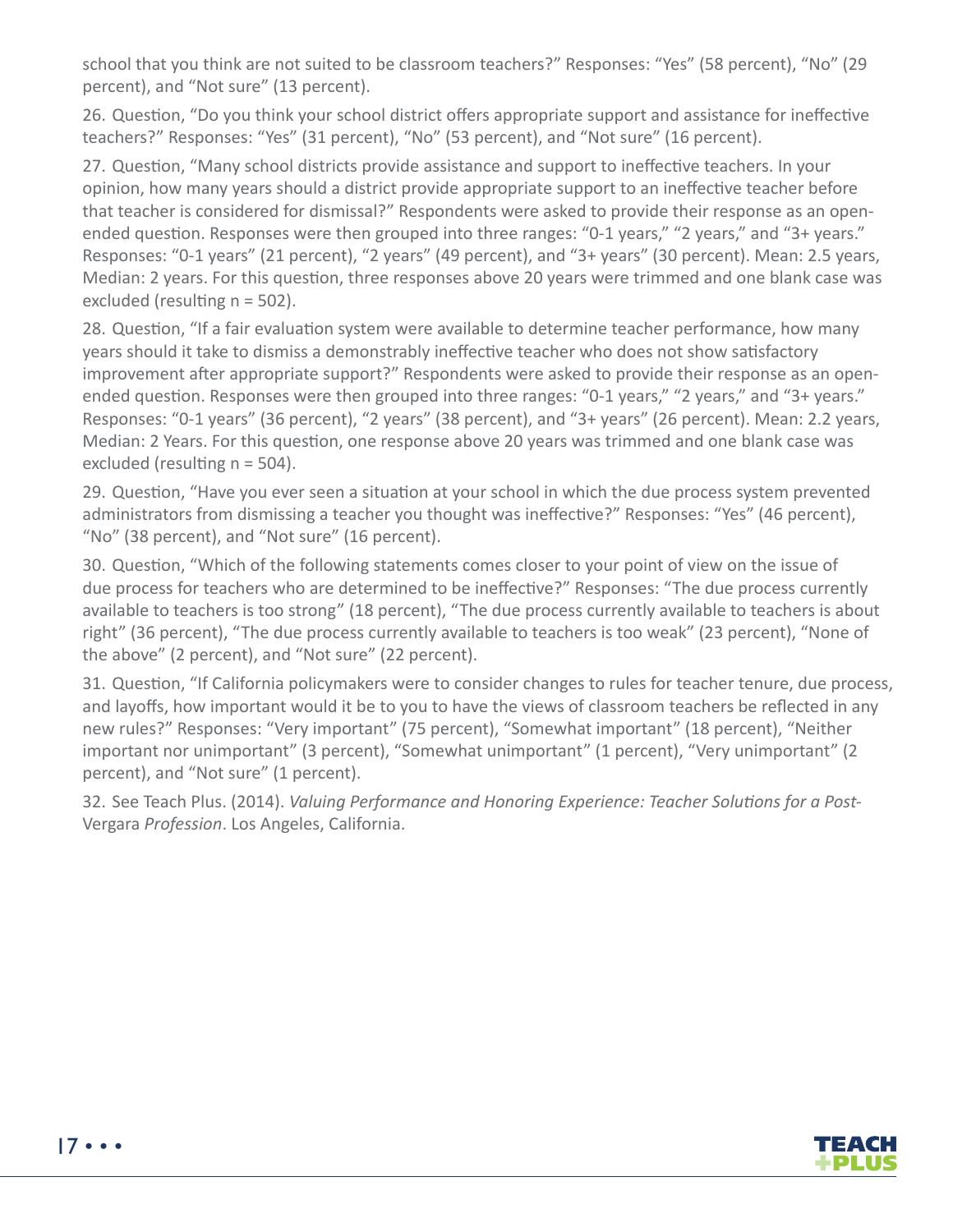school that you think are not suited to be classroom teachers?" Responses: "Yes" (58 percent), "No" (29 percent), and "Not sure" (13 percent).

26. Question, "Do you think your school district offers appropriate support and assistance for ineffective teachers?" Responses: "Yes" (31 percent), "No" (53 percent), and "Not sure" (16 percent).

27. Question, "Many school districts provide assistance and support to ineffective teachers. In your opinion, how many years should a district provide appropriate support to an ineffective teacher before that teacher is considered for dismissal?" Respondents were asked to provide their response as an open-ended question. Responses were then grouped into three ranges: "0-1 years," "2 years," and "3+ years." Responses: "0-1 years" (21 percent), "2 years" (49 percent), and "3+ years" (30 percent). Mean: 2.5 years, Median: 2 years. For this question, three responses above 20 years were trimmed and one blank case was excluded (resulting n = 502).

28. Question, "If a fair evaluation system were available to determine teacher performance, how many years should it take to dismiss a demonstrably ineffective teacher who does not show satisfactory improvement after appropriate support?" Respondents were asked to provide their response as an open-ended question. Responses were then grouped into three ranges: "0-1 years," "2 years," and "3+ years." Responses: "0-1 years" (36 percent), "2 years" (38 percent), and "3+ years" (26 percent). Mean: 2.2 years, Median: 2 Years. For this question, one response above 20 years was trimmed and one blank case was excluded (resulting n = 504).

29. Question, "Have you ever seen a situation at your school in which the due process system prevented administrators from dismissing a teacher you thought was ineffective?" Responses: "Yes" (46 percent), "No" (38 percent), and "Not sure" (16 percent).

30. Question, "Which of the following statements comes closer to your point of view on the issue of due process for teachers who are determined to be ineffective?" Responses: "The due process currently available to teachers is too strong" (18 percent), "The due process currently available to teachers is about right" (36 percent), "The due process currently available to teachers is too weak" (23 percent), "None of the above" (2 percent), and "Not sure" (22 percent).

31. Question, "If California policymakers were to consider changes to rules for teacher tenure, due process, and layoffs, how important would it be to you to have the views of classroom teachers be reflected in any new rules?" Responses: "Very important" (75 percent), "Somewhat important" (18 percent), "Neither important nor unimportant" (3 percent), "Somewhat unimportant" (1 percent), "Very unimportant" (2 percent), and "Not sure" (1 percent).

32. See Teach Plus. (2014). *Valuing Performance and Honoring Experience: Teacher Solutions for a Post-*Vergara *Profession*. Los Angeles, California.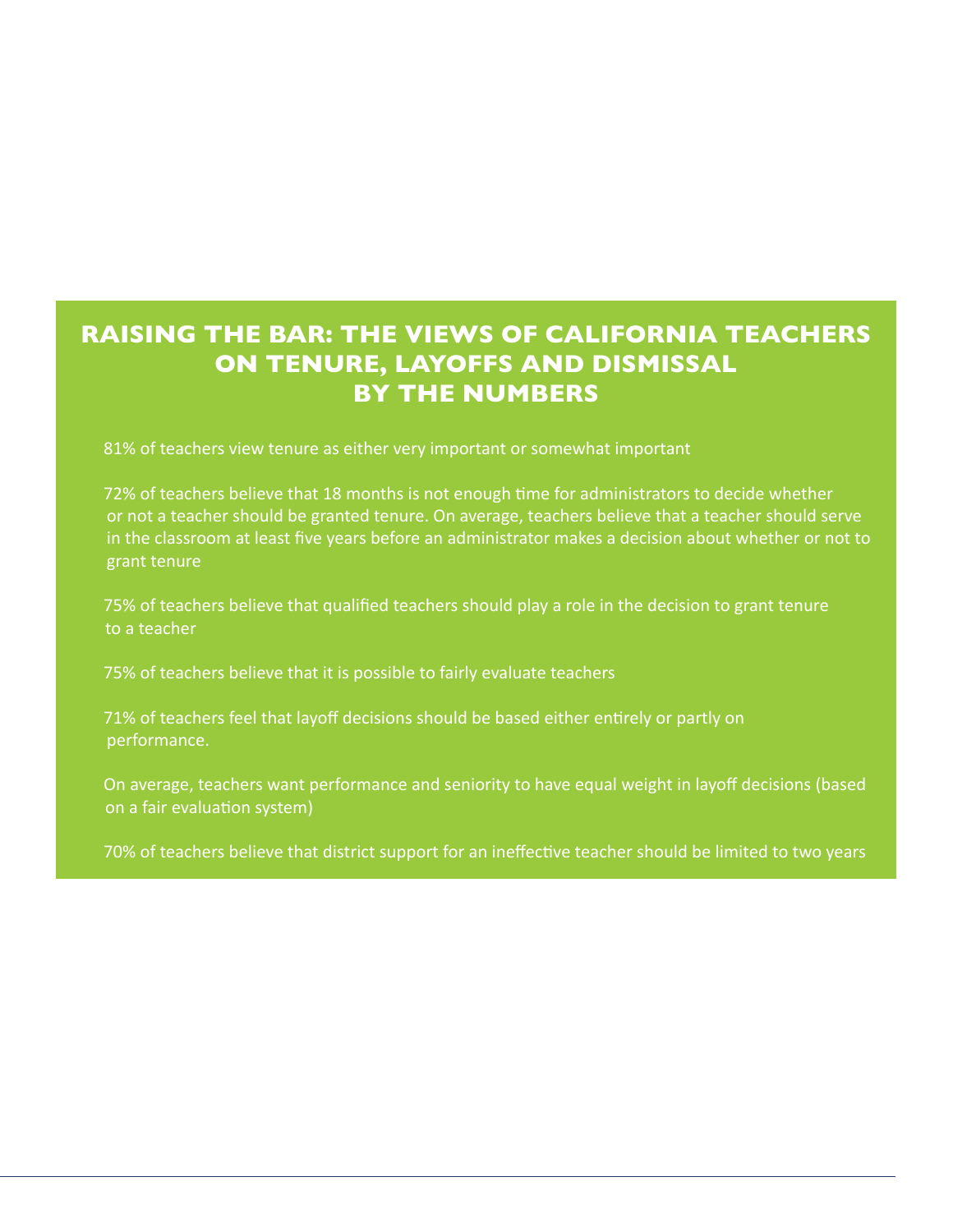## RAISING THE BAR: THE VIEWS OF CALIFORNIA TEACHERS ON TENURE, LAYOFFS AND DISMISSAL BY THE NUMBERS

81% of teachers view tenure as either very important or somewhat important

72% of teachers believe that 18 months is not enough time for administrators to decide whether or not a teacher should be granted tenure. On average, teachers believe that a teacher should serve in the classroom at least five years before an administrator makes a decision about whether or not to grant tenure

75% of teachers believe that qualified teachers should play a role in the decision to grant tenure to a teacher

75% of teachers believe that it is possible to fairly evaluate teachers

71% of teachers feel that layoff decisions should be based either entirely or partly on performance.

On average, teachers want performance and seniority to have equal weight in layoff decisions (based on a fair evaluation system)

70% of teachers believe that district support for an ineffective teacher should be limited to two years